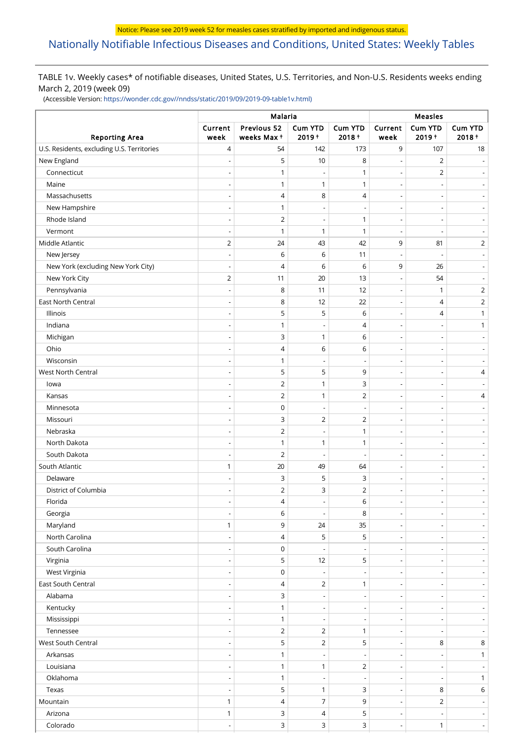Notice: Please see 2019 week 52 for measles cases stratified by imported and indigenous status.

# Nationally Notifiable Infectious Diseases and Conditions, United States: Weekly Tables

TABLE 1v. Weekly cases* of notifiable diseases, United States, U.S. Territories, and Non-U.S. Residents weeks ending March 2, 2019 (week 09)

(Accessible Version: https://wonder.cdc.gov//nndss/static/2019/09/2019-09-table1v.html)

| Reporting Area | Malaria | | | | Measles | | |
|---|---|---|---|---|---|---|---|
| | Current week | Previous 52 weeks Max † | Cum YTD 2019 † | Cum YTD 2018 † | Current week | Cum YTD 2019 † | Cum YTD 2018 † |
| U.S. Residents, excluding U.S. Territories | 4 | 54 | 142 | 173 | 9 | 107 | 18 |
| New England | - | 5 | 10 | 8 | - | 2 | - |
| Connecticut | - | 1 | - | 1 | - | 2 | - |
| Maine | - | 1 | 1 | 1 | - | - | - |
| Massachusetts | - | 4 | 8 | 4 | - | - | - |
| New Hampshire | - | 1 | - | - | - | - | - |
| Rhode Island | - | 2 | - | 1 | - | - | - |
| Vermont | - | 1 | 1 | 1 | - | - | - |
| Middle Atlantic | 2 | 24 | 43 | 42 | 9 | 81 | 2 |
| New Jersey | - | 6 | 6 | 11 | - | - | - |
| New York (excluding New York City) | - | 4 | 6 | 6 | 9 | 26 | - |
| New York City | 2 | 11 | 20 | 13 | - | 54 | - |
| Pennsylvania | - | 8 | 11 | 12 | - | 1 | 2 |
| East North Central | - | 8 | 12 | 22 | - | 4 | 2 |
| Illinois | - | 5 | 5 | 6 | - | 4 | 1 |
| Indiana | - | 1 | - | 4 | - | - | 1 |
| Michigan | - | 3 | 1 | 6 | - | - | - |
| Ohio | - | 4 | 6 | 6 | - | - | - |
| Wisconsin | - | 1 | - | - | - | - | - |
| West North Central | - | 5 | 5 | 9 | - | - | 4 |
| Iowa | - | 2 | 1 | 3 | - | - | - |
| Kansas | - | 2 | 1 | 2 | - | - | 4 |
| Minnesota | - | 0 | - | - | - | - | - |
| Missouri | - | 3 | 2 | 2 | - | - | - |
| Nebraska | - | 2 | - | 1 | - | - | - |
| North Dakota | - | 1 | 1 | 1 | - | - | - |
| South Dakota | - | 2 | - | - | - | - | - |
| South Atlantic | 1 | 20 | 49 | 64 | - | - | - |
| Delaware | - | 3 | 5 | 3 | - | - | - |
| District of Columbia | - | 2 | 3 | 2 | - | - | - |
| Florida | - | 4 | - | 6 | - | - | - |
| Georgia | - | 6 | - | 8 | - | - | - |
| Maryland | 1 | 9 | 24 | 35 | - | - | - |
| North Carolina | - | 4 | 5 | 5 | - | - | - |
| South Carolina | - | 0 | - | - | - | - | - |
| Virginia | - | 5 | 12 | 5 | - | - | - |
| West Virginia | - | 0 | - | - | - | - | - |
| East South Central | - | 4 | 2 | 1 | - | - | - |
| Alabama | - | 3 | - | - | - | - | - |
| Kentucky | - | 1 | - | - | - | - | - |
| Mississippi | - | 1 | - | - | - | - | - |
| Tennessee | - | 2 | 2 | 1 | - | - | - |
| West South Central | - | 5 | 2 | 5 | - | 8 | 8 |
| Arkansas | - | 1 | - | - | - | - | 1 |
| Louisiana | - | 1 | 1 | 2 | - | - | - |
| Oklahoma | - | 1 | - | - | - | - | 1 |
| Texas | - | 5 | 1 | 3 | - | 8 | 6 |
| Mountain | 1 | 4 | 7 | 9 | - | 2 | - |
| Arizona | 1 | 3 | 4 | 5 | - | - | - |
| Colorado | - | 3 | 3 | 3 | - | 1 | - |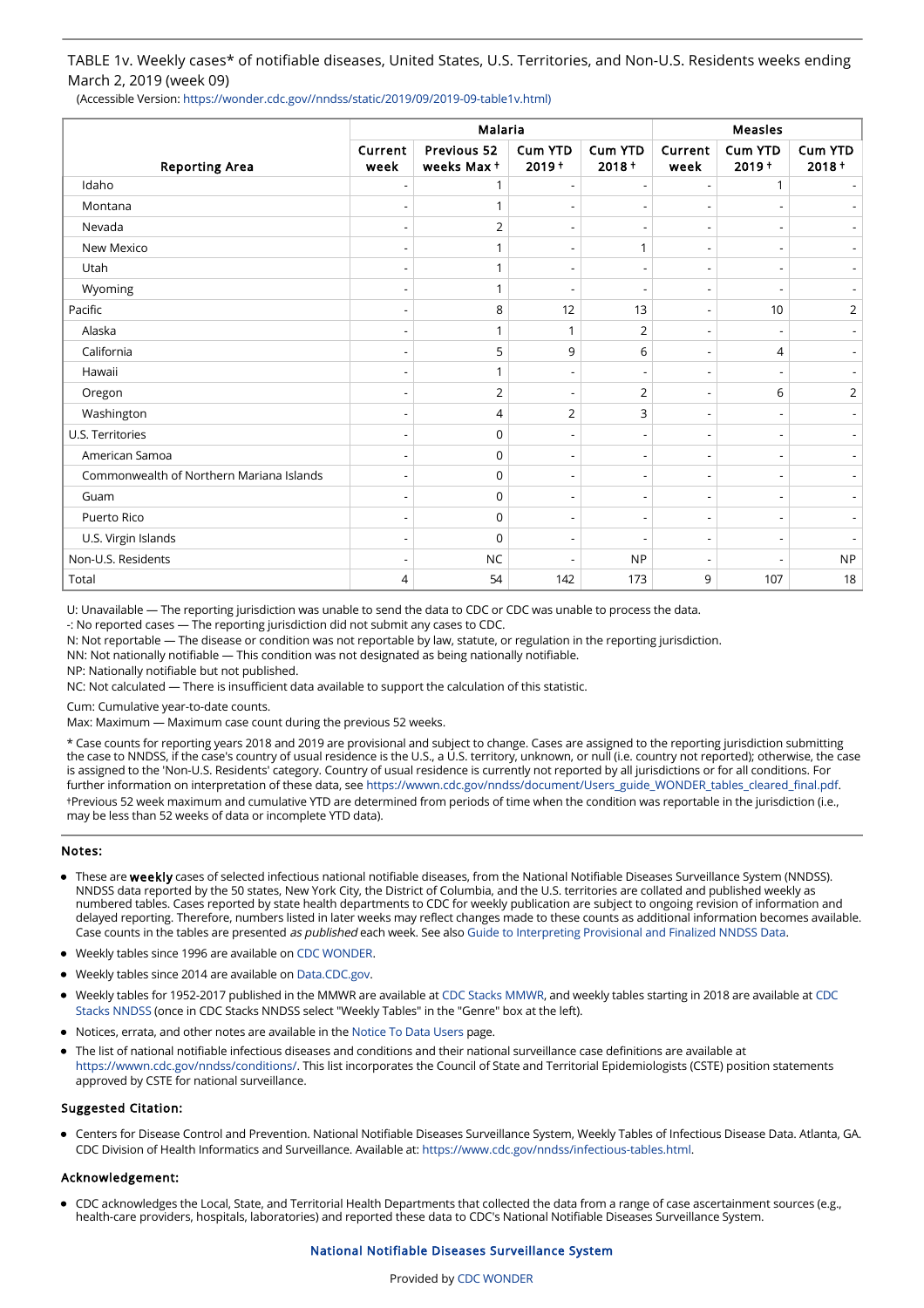TABLE 1v. Weekly cases* of notifiable diseases, United States, U.S. Territories, and Non-U.S. Residents weeks ending March 2, 2019 (week 09)

(Accessible Version: https://wonder.cdc.gov//nndss/static/2019/09/2019-09-table1v.html)

| Reporting Area | Malaria | | | | Measles | | |
|---|---|---|---|---|---|---|---|
| | Current week | Previous 52 weeks Max † | Cum YTD 2019 † | Cum YTD 2018 † | Current week | Cum YTD 2019 † | Cum YTD 2018 † |
| Idaho | - | 1 | - | - | - | 1 | - |
| Montana | - | 1 | - | - | - | - | - |
| Nevada | - | 2 | - | - | - | - | - |
| New Mexico | - | 1 | - | 1 | - | - | - |
| Utah | - | 1 | - | - | - | - | - |
| Wyoming | - | 1 | - | - | - | - | - |
| Pacific | - | 8 | 12 | 13 | - | 10 | 2 |
| Alaska | - | 1 | 1 | 2 | - | - | - |
| California | - | 5 | 9 | 6 | - | 4 | - |
| Hawaii | - | 1 | - | - | - | - | - |
| Oregon | - | 2 | - | 2 | - | 6 | 2 |
| Washington | - | 4 | 2 | 3 | - | - | - |
| U.S. Territories | - | 0 | - | - | - | - | - |
| American Samoa | - | 0 | - | - | - | - | - |
| Commonwealth of Northern Mariana Islands | - | 0 | - | - | - | - | - |
| Guam | - | 0 | - | - | - | - | - |
| Puerto Rico | - | 0 | - | - | - | - | - |
| U.S. Virgin Islands | - | 0 | - | - | - | - | - |
| Non-U.S. Residents | - | NC | - | NP | - | - | NP |
| Total | 4 | 54 | 142 | 173 | 9 | 107 | 18 |

U: Unavailable — The reporting jurisdiction was unable to send the data to CDC or CDC was unable to process the data.
-: No reported cases — The reporting jurisdiction did not submit any cases to CDC.
N: Not reportable — The disease or condition was not reportable by law, statute, or regulation in the reporting jurisdiction.
NN: Not nationally notifiable — This condition was not designated as being nationally notifiable.
NP: Nationally notifiable but not published.
NC: Not calculated — There is insufficient data available to support the calculation of this statistic.

Cum: Cumulative year-to-date counts.
Max: Maximum — Maximum case count during the previous 52 weeks.

\* Case counts for reporting years 2018 and 2019 are provisional and subject to change. Cases are assigned to the reporting jurisdiction submitting the case to NNDSS, if the case's country of usual residence is the U.S., a U.S. territory, unknown, or null (i.e. country not reported); otherwise, the case is assigned to the 'Non-U.S. Residents' category. Country of usual residence is currently not reported by all jurisdictions or for all conditions. For further information on interpretation of these data, see https://wwwn.cdc.gov/nndss/document/Users_guide_WONDER_tables_cleared_final.pdf.
†Previous 52 week maximum and cumulative YTD are determined from periods of time when the condition was reportable in the jurisdiction (i.e., may be less than 52 weeks of data or incomplete YTD data).

## Notes:

- These are **weekly** cases of selected infectious national notifiable diseases, from the National Notifiable Diseases Surveillance System (NNDSS). NNDSS data reported by the 50 states, New York City, the District of Columbia, and the U.S. territories are collated and published weekly as numbered tables. Cases reported by state health departments to CDC for weekly publication are subject to ongoing revision of information and delayed reporting. Therefore, numbers listed in later weeks may reflect changes made to these counts as additional information becomes available. Case counts in the tables are presented *as published* each week. See also Guide to Interpreting Provisional and Finalized NNDSS Data.
- Weekly tables since 1996 are available on CDC WONDER.
- Weekly tables since 2014 are available on Data.CDC.gov.
- Weekly tables for 1952-2017 published in the MMWR are available at CDC Stacks MMWR, and weekly tables starting in 2018 are available at CDC Stacks NNDSS (once in CDC Stacks NNDSS select "Weekly Tables" in the "Genre" box at the left).
- Notices, errata, and other notes are available in the Notice To Data Users page.
- The list of national notifiable infectious diseases and conditions and their national surveillance case definitions are available at https://wwwn.cdc.gov/nndss/conditions/. This list incorporates the Council of State and Territorial Epidemiologists (CSTE) position statements approved by CSTE for national surveillance.

## Suggested Citation:

- Centers for Disease Control and Prevention. National Notifiable Diseases Surveillance System, Weekly Tables of Infectious Disease Data. Atlanta, GA. CDC Division of Health Informatics and Surveillance. Available at: https://www.cdc.gov/nndss/infectious-tables.html.

## Acknowledgement:

- CDC acknowledges the Local, State, and Territorial Health Departments that collected the data from a range of case ascertainment sources (e.g., health-care providers, hospitals, laboratories) and reported these data to CDC's National Notifiable Diseases Surveillance System.

National Notifiable Diseases Surveillance System

Provided by CDC WONDER